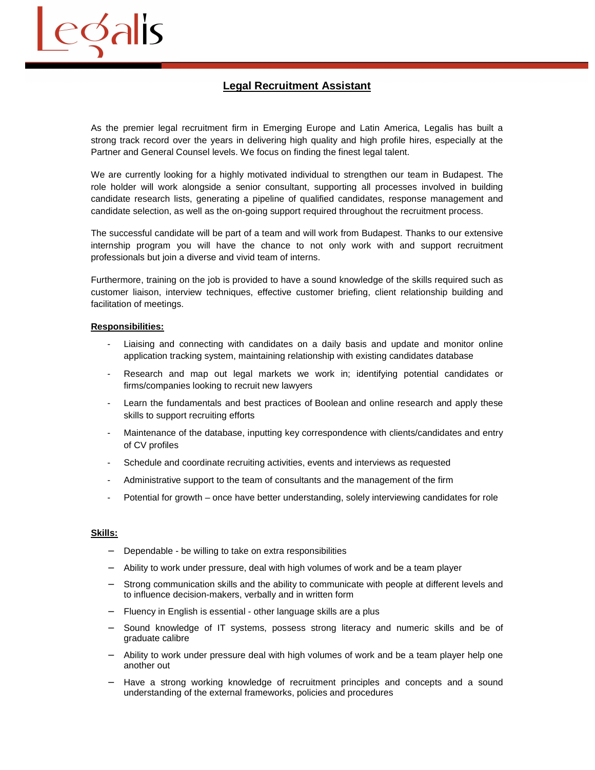# Legal Recruitment Assistant

As the premier legal recruitment firm in Emerging Europe and Latin America, Legalis has built a strong track record over the years in delivering high quality and high profile hires, especially at the Partner and General Counsel levels. We focus on finding the finest legal talent.

We are currently looking for a highly motivated individual to strengthen our team in Budapest. The role holder will work alongside a senior consultant, supporting all processes involved in building candidate research lists, generating a pipeline of qualified candidates, response management and candidate selection, as well as the on-going support required throughout the recruitment process.

The successful candidate will be part of a team and will work from Budapest. Thanks to our extensive internship program you will have the chance to not only work with and support recruitment professionals but join a diverse and vivid team of interns.

Furthermore, training on the job is provided to have a sound knowledge of the skills required such as customer liaison, interview techniques, effective customer briefing, client relationship building and facilitation of meetings.

**Responsibilities:**

- Liaising and connecting with candidates on a daily basis and update and monitor online application tracking system, maintaining relationship with existing candidates database
- Research and map out legal markets we work in; identifying potential candidates or firms/companies looking to recruit new lawyers
- Learn the fundamentals and best practices of Boolean and online research and apply these skills to support recruiting efforts
- Maintenance of the database, inputting key correspondence with clients/candidates and entry of CV profiles
- Schedule and coordinate recruiting activities, events and interviews as requested
- Administrative support to the team of consultants and the management of the firm
- Potential for growth – once have better understanding, solely interviewing candidates for role

**Skills:**

- Dependable - be willing to take on extra responsibilities
- Ability to work under pressure, deal with high volumes of work and be a team player
- Strong communication skills and the ability to communicate with people at different levels and to influence decision-makers, verbally and in written form
- Fluency in English is essential - other language skills are a plus
- Sound knowledge of IT systems, possess strong literacy and numeric skills and be of graduate calibre
- Ability to work under pressure deal with high volumes of work and be a team player help one another out
- Have a strong working knowledge of recruitment principles and concepts and a sound understanding of the external frameworks, policies and procedures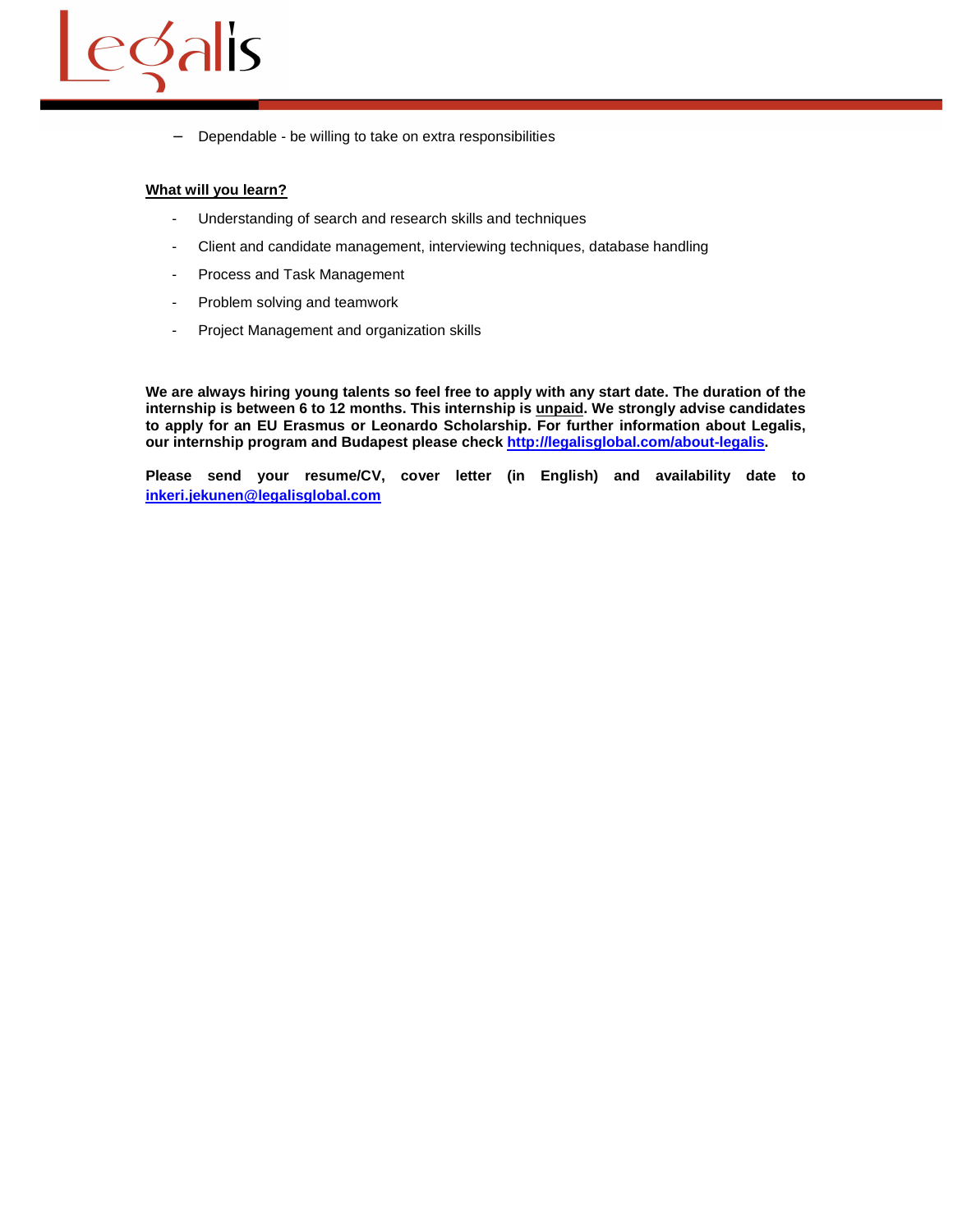- Dependable - be willing to take on extra responsibilities

**What will you learn?**

- Understanding of search and research skills and techniques
- Client and candidate management, interviewing techniques, database handling
- Process and Task Management
- Problem solving and teamwork
- Project Management and organization skills

**We are always hiring young talents so feel free to apply with any start date. The duration of the internship is between 6 to 12 months. This internship is unpaid. We strongly advise candidates to apply for an EU Erasmus or Leonardo Scholarship. For further information about Legalis, our internship program and Budapest please check [http://legalisglobal.com/about-legalis](http://legalisglobal.com/about-legalis).**

**Please send your resume/CV, cover letter (in English) and availability date to [inkeri.jekunen@legalisglobal.com](mailto:inkeri.jekunen@legalisglobal.com)**